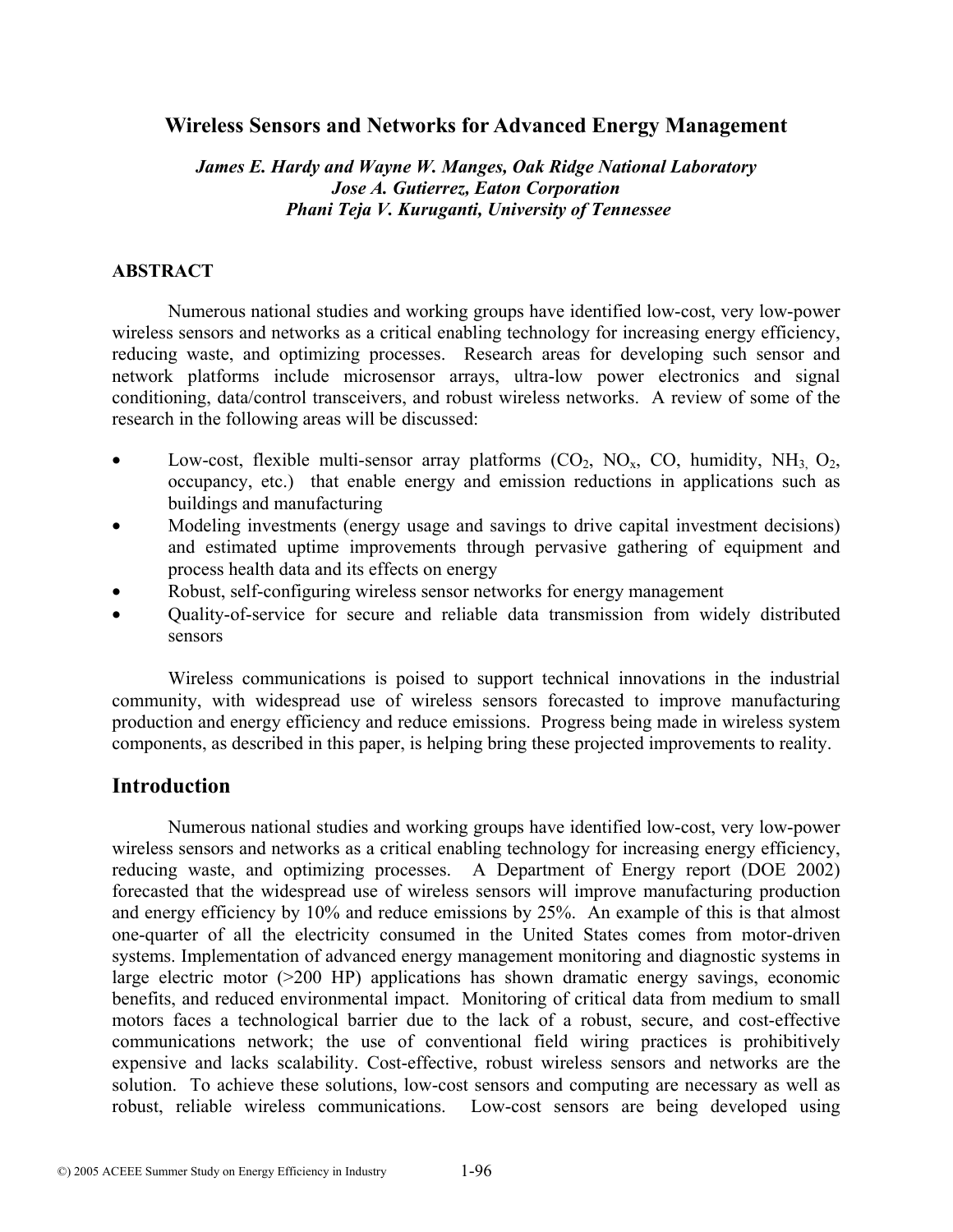# Wireless Sensors and Networks for Advanced Energy Management

***James E. Hardy and Wayne W. Manges, Oak Ridge National Laboratory***
***Jose A. Gutierrez, Eaton Corporation***
***Phani Teja V. Kuruganti, University of Tennessee***

## ABSTRACT

Numerous national studies and working groups have identified low-cost, very low-power wireless sensors and networks as a critical enabling technology for increasing energy efficiency, reducing waste, and optimizing processes. Research areas for developing such sensor and network platforms include microsensor arrays, ultra-low power electronics and signal conditioning, data/control transceivers, and robust wireless networks. A review of some of the research in the following areas will be discussed:

- Low-cost, flexible multi-sensor array platforms ($CO_2$, $NO_x$, CO, humidity, $NH_3$, $O_2$, occupancy, etc.) that enable energy and emission reductions in applications such as buildings and manufacturing
- Modeling investments (energy usage and savings to drive capital investment decisions) and estimated uptime improvements through pervasive gathering of equipment and process health data and its effects on energy
- Robust, self-configuring wireless sensor networks for energy management
- Quality-of-service for secure and reliable data transmission from widely distributed sensors

Wireless communications is poised to support technical innovations in the industrial community, with widespread use of wireless sensors forecasted to improve manufacturing production and energy efficiency and reduce emissions. Progress being made in wireless system components, as described in this paper, is helping bring these projected improvements to reality.

## Introduction

Numerous national studies and working groups have identified low-cost, very low-power wireless sensors and networks as a critical enabling technology for increasing energy efficiency, reducing waste, and optimizing processes. A Department of Energy report (DOE 2002) forecasted that the widespread use of wireless sensors will improve manufacturing production and energy efficiency by 10% and reduce emissions by 25%. An example of this is that almost one-quarter of all the electricity consumed in the United States comes from motor-driven systems. Implementation of advanced energy management monitoring and diagnostic systems in large electric motor (>200 HP) applications has shown dramatic energy savings, economic benefits, and reduced environmental impact. Monitoring of critical data from medium to small motors faces a technological barrier due to the lack of a robust, secure, and cost-effective communications network; the use of conventional field wiring practices is prohibitively expensive and lacks scalability. Cost-effective, robust wireless sensors and networks are the solution. To achieve these solutions, low-cost sensors and computing are necessary as well as robust, reliable wireless communications. Low-cost sensors are being developed using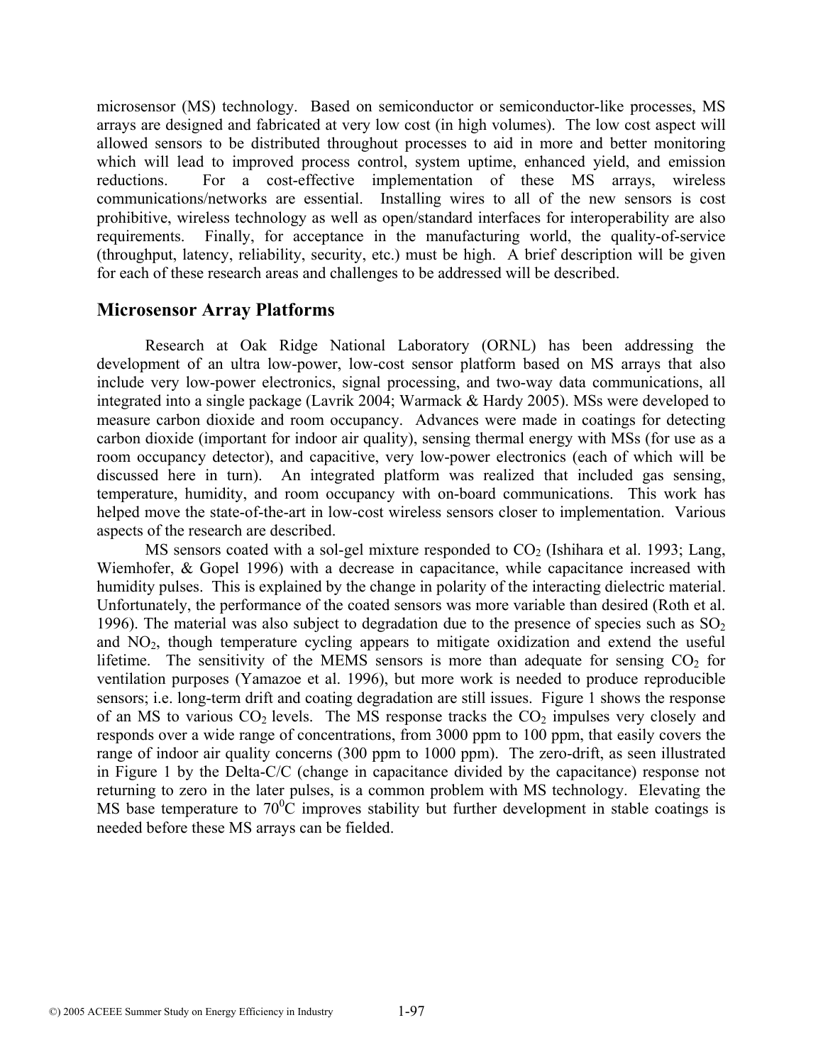microsensor (MS) technology. Based on semiconductor or semiconductor-like processes, MS arrays are designed and fabricated at very low cost (in high volumes). The low cost aspect will allowed sensors to be distributed throughout processes to aid in more and better monitoring which will lead to improved process control, system uptime, enhanced yield, and emission reductions. For a cost-effective implementation of these MS arrays, wireless communications/networks are essential. Installing wires to all of the new sensors is cost prohibitive, wireless technology as well as open/standard interfaces for interoperability are also requirements. Finally, for acceptance in the manufacturing world, the quality-of-service (throughput, latency, reliability, security, etc.) must be high. A brief description will be given for each of these research areas and challenges to be addressed will be described.

## Microsensor Array Platforms

Research at Oak Ridge National Laboratory (ORNL) has been addressing the development of an ultra low-power, low-cost sensor platform based on MS arrays that also include very low-power electronics, signal processing, and two-way data communications, all integrated into a single package (Lavrik 2004; Warmack & Hardy 2005). MSs were developed to measure carbon dioxide and room occupancy. Advances were made in coatings for detecting carbon dioxide (important for indoor air quality), sensing thermal energy with MSs (for use as a room occupancy detector), and capacitive, very low-power electronics (each of which will be discussed here in turn). An integrated platform was realized that included gas sensing, temperature, humidity, and room occupancy with on-board communications. This work has helped move the state-of-the-art in low-cost wireless sensors closer to implementation. Various aspects of the research are described.

MS sensors coated with a sol-gel mixture responded to $CO_2$ (Ishihara et al. 1993; Lang, Wiemhofer, & Gopel 1996) with a decrease in capacitance, while capacitance increased with humidity pulses. This is explained by the change in polarity of the interacting dielectric material. Unfortunately, the performance of the coated sensors was more variable than desired (Roth et al. 1996). The material was also subject to degradation due to the presence of species such as $SO_2$ and $NO_2$, though temperature cycling appears to mitigate oxidization and extend the useful lifetime. The sensitivity of the MEMS sensors is more than adequate for sensing $CO_2$ for ventilation purposes (Yamazoe et al. 1996), but more work is needed to produce reproducible sensors; i.e. long-term drift and coating degradation are still issues. Figure 1 shows the response of an MS to various $CO_2$ levels. The MS response tracks the $CO_2$ impulses very closely and responds over a wide range of concentrations, from 3000 ppm to 100 ppm, that easily covers the range of indoor air quality concerns (300 ppm to 1000 ppm). The zero-drift, as seen illustrated in Figure 1 by the Delta-C/C (change in capacitance divided by the capacitance) response not returning to zero in the later pulses, is a common problem with MS technology. Elevating the MS base temperature to $70^0$C improves stability but further development in stable coatings is needed before these MS arrays can be fielded.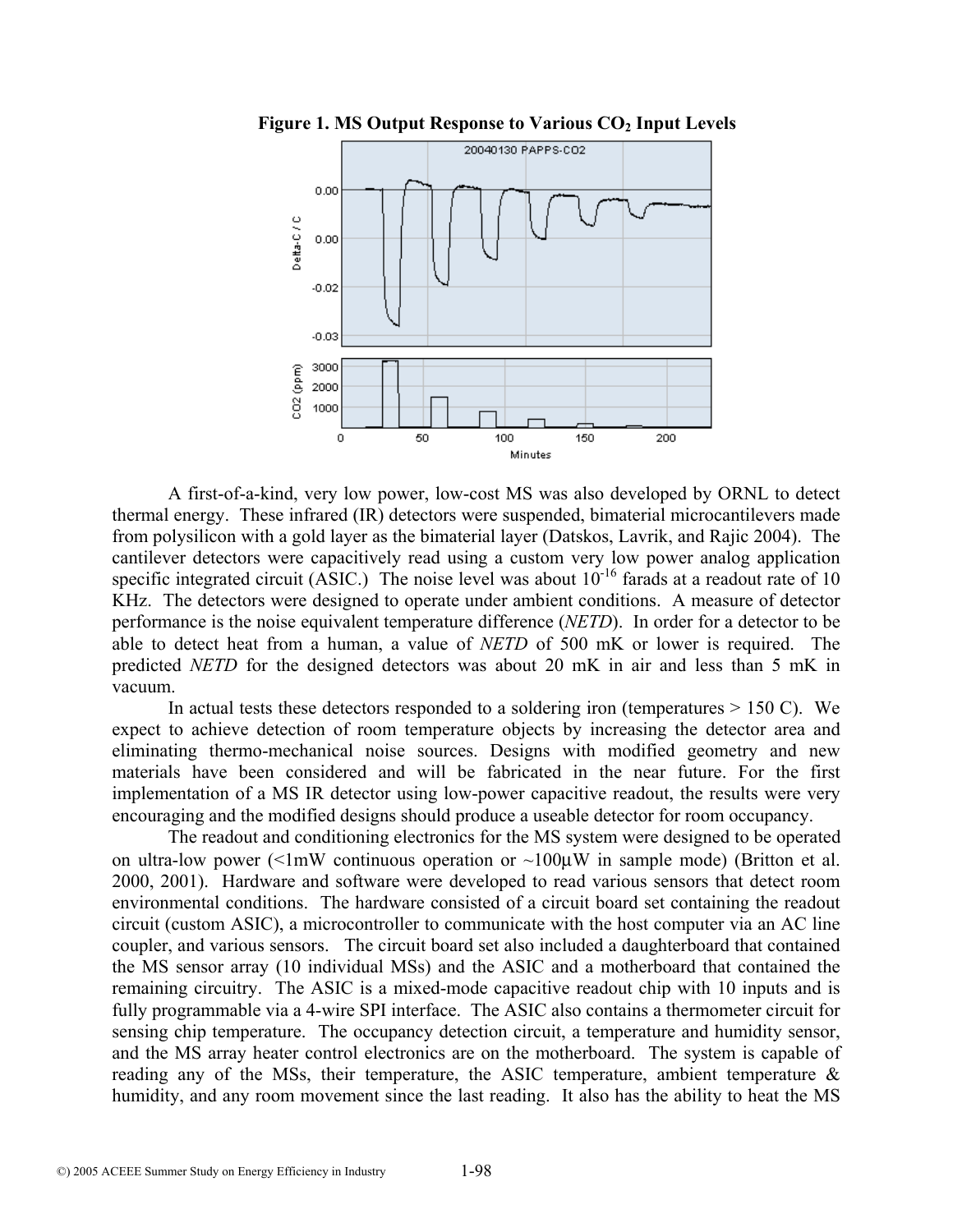**Figure 1. MS Output Response to Various $CO_2$ Input Levels**

A first-of-a-kind, very low power, low-cost MS was also developed by ORNL to detect thermal energy. These infrared (IR) detectors were suspended, bimaterial microcantilevers made from polysilicon with a gold layer as the bimaterial layer (Datskos, Lavrik, and Rajic 2004). The cantilever detectors were capacitively read using a custom very low power analog application specific integrated circuit (ASIC.) The noise level was about $10^{-16}$ farads at a readout rate of 10 KHz. The detectors were designed to operate under ambient conditions. A measure of detector performance is the noise equivalent temperature difference (*NETD*). In order for a detector to be able to detect heat from a human, a value of *NETD* of 500 mK or lower is required. The predicted *NETD* for the designed detectors was about 20 mK in air and less than 5 mK in vacuum.

In actual tests these detectors responded to a soldering iron (temperatures > 150 C). We expect to achieve detection of room temperature objects by increasing the detector area and eliminating thermo-mechanical noise sources. Designs with modified geometry and new materials have been considered and will be fabricated in the near future. For the first implementation of a MS IR detector using low-power capacitive readout, the results were very encouraging and the modified designs should produce a useable detector for room occupancy.

The readout and conditioning electronics for the MS system were designed to be operated on ultra-low power (<1mW continuous operation or ~100µW in sample mode) (Britton et al. 2000, 2001). Hardware and software were developed to read various sensors that detect room environmental conditions. The hardware consisted of a circuit board set containing the readout circuit (custom ASIC), a microcontroller to communicate with the host computer via an AC line coupler, and various sensors. The circuit board set also included a daughterboard that contained the MS sensor array (10 individual MSs) and the ASIC and a motherboard that contained the remaining circuitry. The ASIC is a mixed-mode capacitive readout chip with 10 inputs and is fully programmable via a 4-wire SPI interface. The ASIC also contains a thermometer circuit for sensing chip temperature. The occupancy detection circuit, a temperature and humidity sensor, and the MS array heater control electronics are on the motherboard. The system is capable of reading any of the MSs, their temperature, the ASIC temperature, ambient temperature & humidity, and any room movement since the last reading. It also has the ability to heat the MS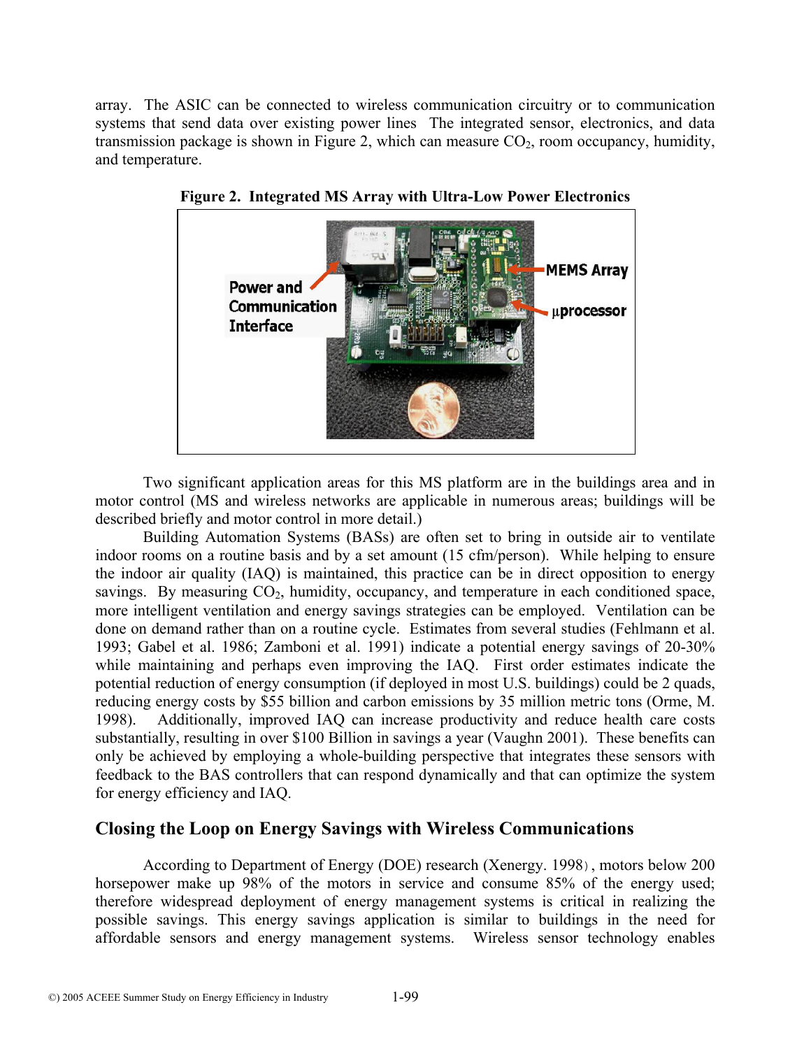array. The ASIC can be connected to wireless communication circuitry or to communication systems that send data over existing power lines The integrated sensor, electronics, and data transmission package is shown in Figure 2, which can measure $CO_2$, room occupancy, humidity, and temperature.

**Figure 2. Integrated MS Array with Ultra-Low Power Electronics**

Two significant application areas for this MS platform are in the buildings area and in motor control (MS and wireless networks are applicable in numerous areas; buildings will be described briefly and motor control in more detail.)

Building Automation Systems (BASs) are often set to bring in outside air to ventilate indoor rooms on a routine basis and by a set amount (15 cfm/person). While helping to ensure the indoor air quality (IAQ) is maintained, this practice can be in direct opposition to energy savings. By measuring $CO_2$, humidity, occupancy, and temperature in each conditioned space, more intelligent ventilation and energy savings strategies can be employed. Ventilation can be done on demand rather than on a routine cycle. Estimates from several studies (Fehlmann et al. 1993; Gabel et al. 1986; Zamboni et al. 1991) indicate a potential energy savings of 20-30% while maintaining and perhaps even improving the IAQ. First order estimates indicate the potential reduction of energy consumption (if deployed in most U.S. buildings) could be 2 quads, reducing energy costs by $55 billion and carbon emissions by 35 million metric tons (Orme, M. 1998). Additionally, improved IAQ can increase productivity and reduce health care costs substantially, resulting in over $100 Billion in savings a year (Vaughn 2001). These benefits can only be achieved by employing a whole-building perspective that integrates these sensors with feedback to the BAS controllers that can respond dynamically and that can optimize the system for energy efficiency and IAQ.

## Closing the Loop on Energy Savings with Wireless Communications

According to Department of Energy (DOE) research (Xenergy. 1998), motors below 200 horsepower make up 98% of the motors in service and consume 85% of the energy used; therefore widespread deployment of energy management systems is critical in realizing the possible savings. This energy savings application is similar to buildings in the need for affordable sensors and energy management systems. Wireless sensor technology enables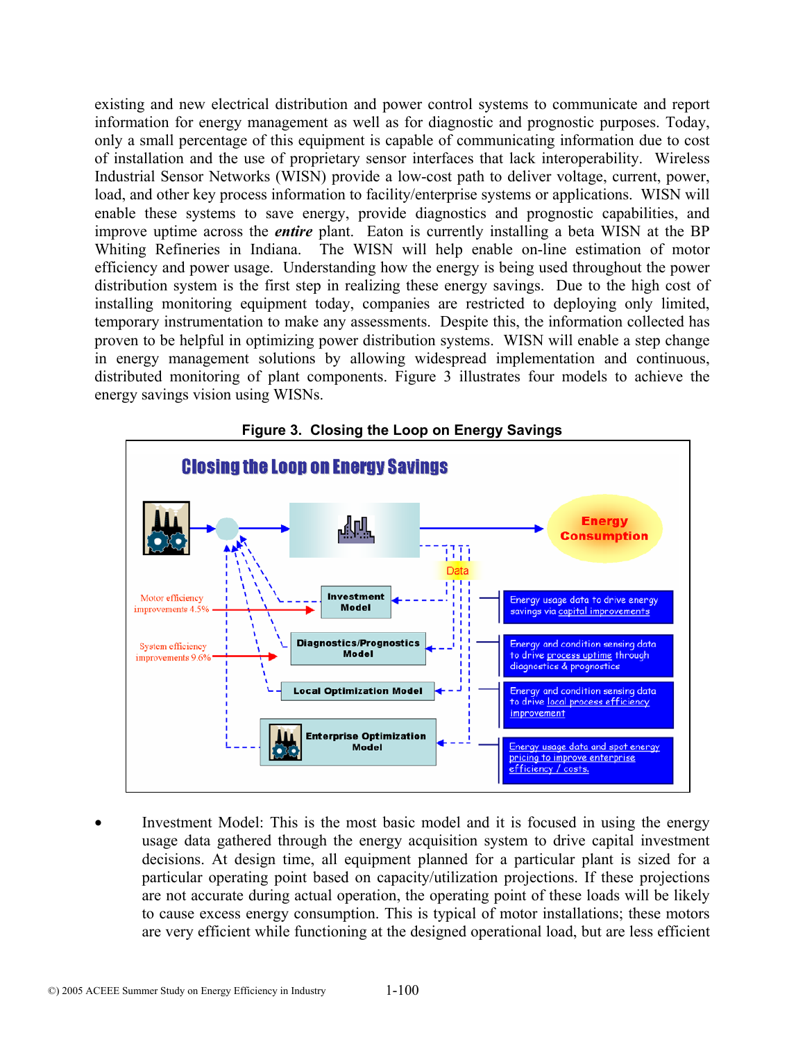existing and new electrical distribution and power control systems to communicate and report information for energy management as well as for diagnostic and prognostic purposes. Today, only a small percentage of this equipment is capable of communicating information due to cost of installation and the use of proprietary sensor interfaces that lack interoperability. Wireless Industrial Sensor Networks (WISN) provide a low-cost path to deliver voltage, current, power, load, and other key process information to facility/enterprise systems or applications. WISN will enable these systems to save energy, provide diagnostics and prognostic capabilities, and improve uptime across the ***entire*** plant. Eaton is currently installing a beta WISN at the BP Whiting Refineries in Indiana. The WISN will help enable on-line estimation of motor efficiency and power usage. Understanding how the energy is being used throughout the power distribution system is the first step in realizing these energy savings. Due to the high cost of installing monitoring equipment today, companies are restricted to deploying only limited, temporary instrumentation to make any assessments. Despite this, the information collected has proven to be helpful in optimizing power distribution systems. WISN will enable a step change in energy management solutions by allowing widespread implementation and continuous, distributed monitoring of plant components. Figure 3 illustrates four models to achieve the energy savings vision using WISNs.

**Figure 3. Closing the Loop on Energy Savings**

- Investment Model: This is the most basic model and it is focused in using the energy usage data gathered through the energy acquisition system to drive capital investment decisions. At design time, all equipment planned for a particular plant is sized for a particular operating point based on capacity/utilization projections. If these projections are not accurate during actual operation, the operating point of these loads will be likely to cause excess energy consumption. This is typical of motor installations; these motors are very efficient while functioning at the designed operational load, but are less efficient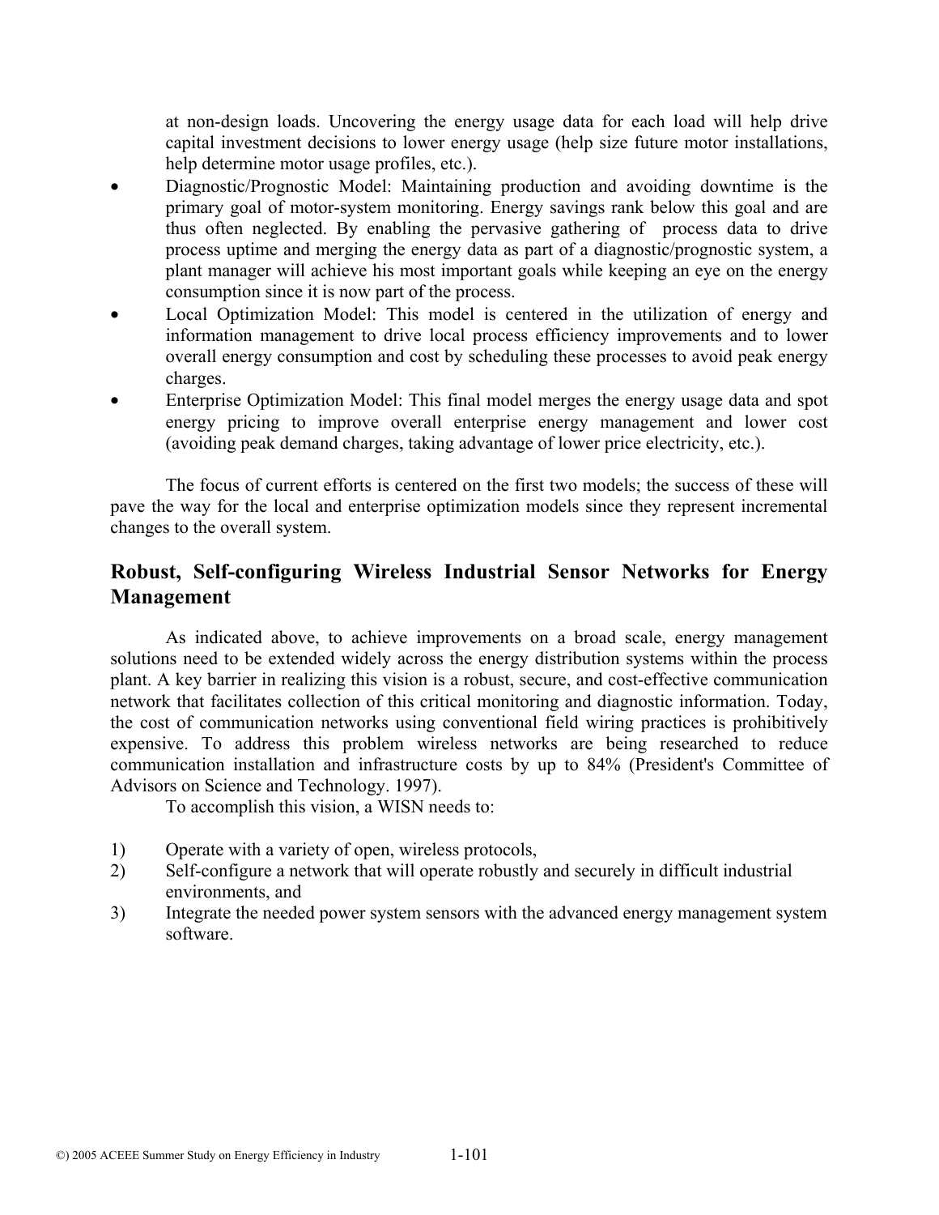at non-design loads. Uncovering the energy usage data for each load will help drive capital investment decisions to lower energy usage (help size future motor installations, help determine motor usage profiles, etc.).

- Diagnostic/Prognostic Model: Maintaining production and avoiding downtime is the primary goal of motor-system monitoring. Energy savings rank below this goal and are thus often neglected. By enabling the pervasive gathering of process data to drive process uptime and merging the energy data as part of a diagnostic/prognostic system, a plant manager will achieve his most important goals while keeping an eye on the energy consumption since it is now part of the process.
- Local Optimization Model: This model is centered in the utilization of energy and information management to drive local process efficiency improvements and to lower overall energy consumption and cost by scheduling these processes to avoid peak energy charges.
- Enterprise Optimization Model: This final model merges the energy usage data and spot energy pricing to improve overall enterprise energy management and lower cost (avoiding peak demand charges, taking advantage of lower price electricity, etc.).

The focus of current efforts is centered on the first two models; the success of these will pave the way for the local and enterprise optimization models since they represent incremental changes to the overall system.

## Robust, Self-configuring Wireless Industrial Sensor Networks for Energy Management

As indicated above, to achieve improvements on a broad scale, energy management solutions need to be extended widely across the energy distribution systems within the process plant. A key barrier in realizing this vision is a robust, secure, and cost-effective communication network that facilitates collection of this critical monitoring and diagnostic information. Today, the cost of communication networks using conventional field wiring practices is prohibitively expensive. To address this problem wireless networks are being researched to reduce communication installation and infrastructure costs by up to 84% (President's Committee of Advisors on Science and Technology. 1997).

To accomplish this vision, a WISN needs to:

1) Operate with a variety of open, wireless protocols,
2) Self-configure a network that will operate robustly and securely in difficult industrial environments, and
3) Integrate the needed power system sensors with the advanced energy management system software.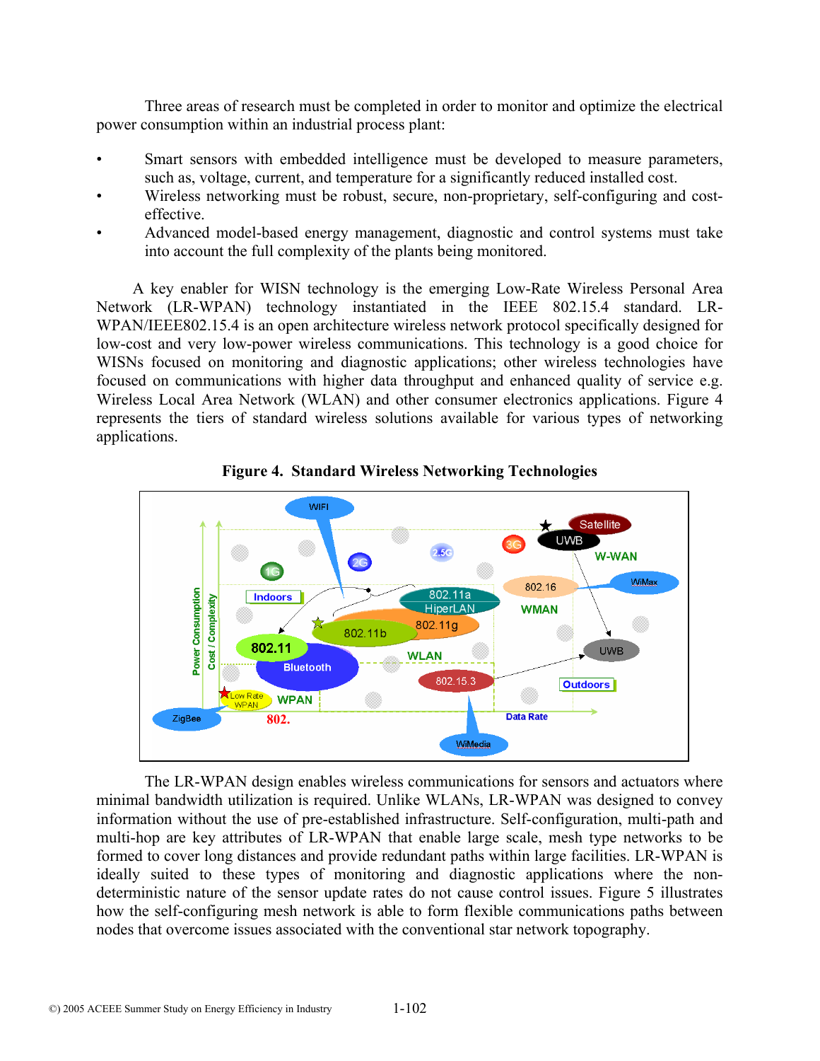Three areas of research must be completed in order to monitor and optimize the electrical power consumption within an industrial process plant:

- Smart sensors with embedded intelligence must be developed to measure parameters, such as, voltage, current, and temperature for a significantly reduced installed cost.
- Wireless networking must be robust, secure, non-proprietary, self-configuring and cost-effective.
- Advanced model-based energy management, diagnostic and control systems must take into account the full complexity of the plants being monitored.

A key enabler for WISN technology is the emerging Low-Rate Wireless Personal Area Network (LR-WPAN) technology instantiated in the IEEE 802.15.4 standard. LR-WPAN/IEEE802.15.4 is an open architecture wireless network protocol specifically designed for low-cost and very low-power wireless communications. This technology is a good choice for WISNs focused on monitoring and diagnostic applications; other wireless technologies have focused on communications with higher data throughput and enhanced quality of service e.g. Wireless Local Area Network (WLAN) and other consumer electronics applications. Figure 4 represents the tiers of standard wireless solutions available for various types of networking applications.

**Figure 4. Standard Wireless Networking Technologies**

The LR-WPAN design enables wireless communications for sensors and actuators where minimal bandwidth utilization is required. Unlike WLANs, LR-WPAN was designed to convey information without the use of pre-established infrastructure. Self-configuration, multi-path and multi-hop are key attributes of LR-WPAN that enable large scale, mesh type networks to be formed to cover long distances and provide redundant paths within large facilities. LR-WPAN is ideally suited to these types of monitoring and diagnostic applications where the non-deterministic nature of the sensor update rates do not cause control issues. Figure 5 illustrates how the self-configuring mesh network is able to form flexible communications paths between nodes that overcome issues associated with the conventional star network topography.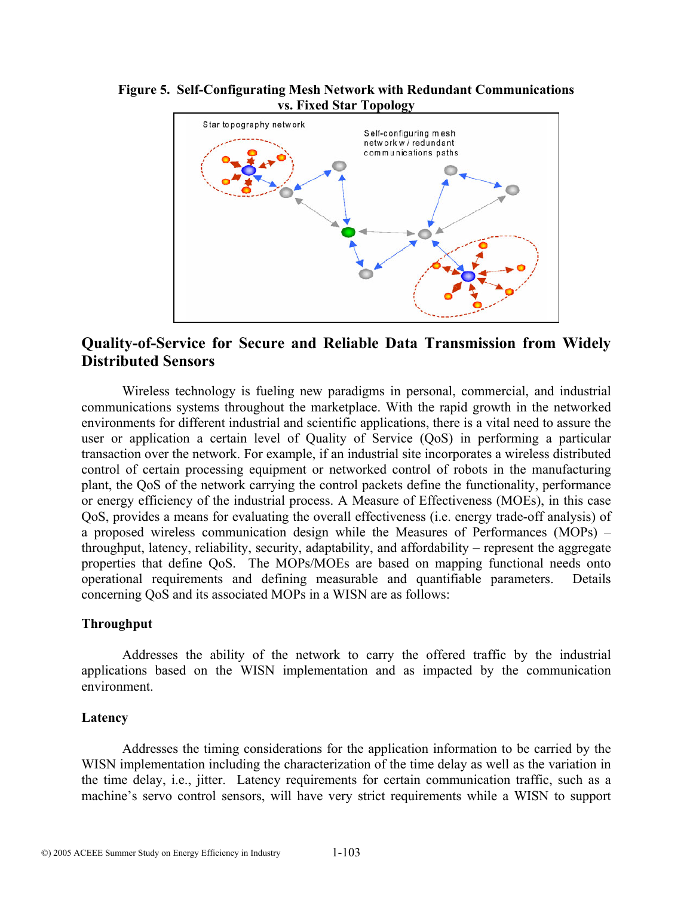**Figure 5. Self-Configurating Mesh Network with Redundant Communications vs. Fixed Star Topology**

## Quality-of-Service for Secure and Reliable Data Transmission from Widely Distributed Sensors

Wireless technology is fueling new paradigms in personal, commercial, and industrial communications systems throughout the marketplace. With the rapid growth in the networked environments for different industrial and scientific applications, there is a vital need to assure the user or application a certain level of Quality of Service (QoS) in performing a particular transaction over the network. For example, if an industrial site incorporates a wireless distributed control of certain processing equipment or networked control of robots in the manufacturing plant, the QoS of the network carrying the control packets define the functionality, performance or energy efficiency of the industrial process. A Measure of Effectiveness (MOEs), in this case QoS, provides a means for evaluating the overall effectiveness (i.e. energy trade-off analysis) of a proposed wireless communication design while the Measures of Performances (MOPs) – throughput, latency, reliability, security, adaptability, and affordability – represent the aggregate properties that define QoS. The MOPs/MOEs are based on mapping functional needs onto operational requirements and defining measurable and quantifiable parameters. Details concerning QoS and its associated MOPs in a WISN are as follows:

### Throughput

Addresses the ability of the network to carry the offered traffic by the industrial applications based on the WISN implementation and as impacted by the communication environment.

### Latency

Addresses the timing considerations for the application information to be carried by the WISN implementation including the characterization of the time delay as well as the variation in the time delay, i.e., jitter. Latency requirements for certain communication traffic, such as a machine's servo control sensors, will have very strict requirements while a WISN to support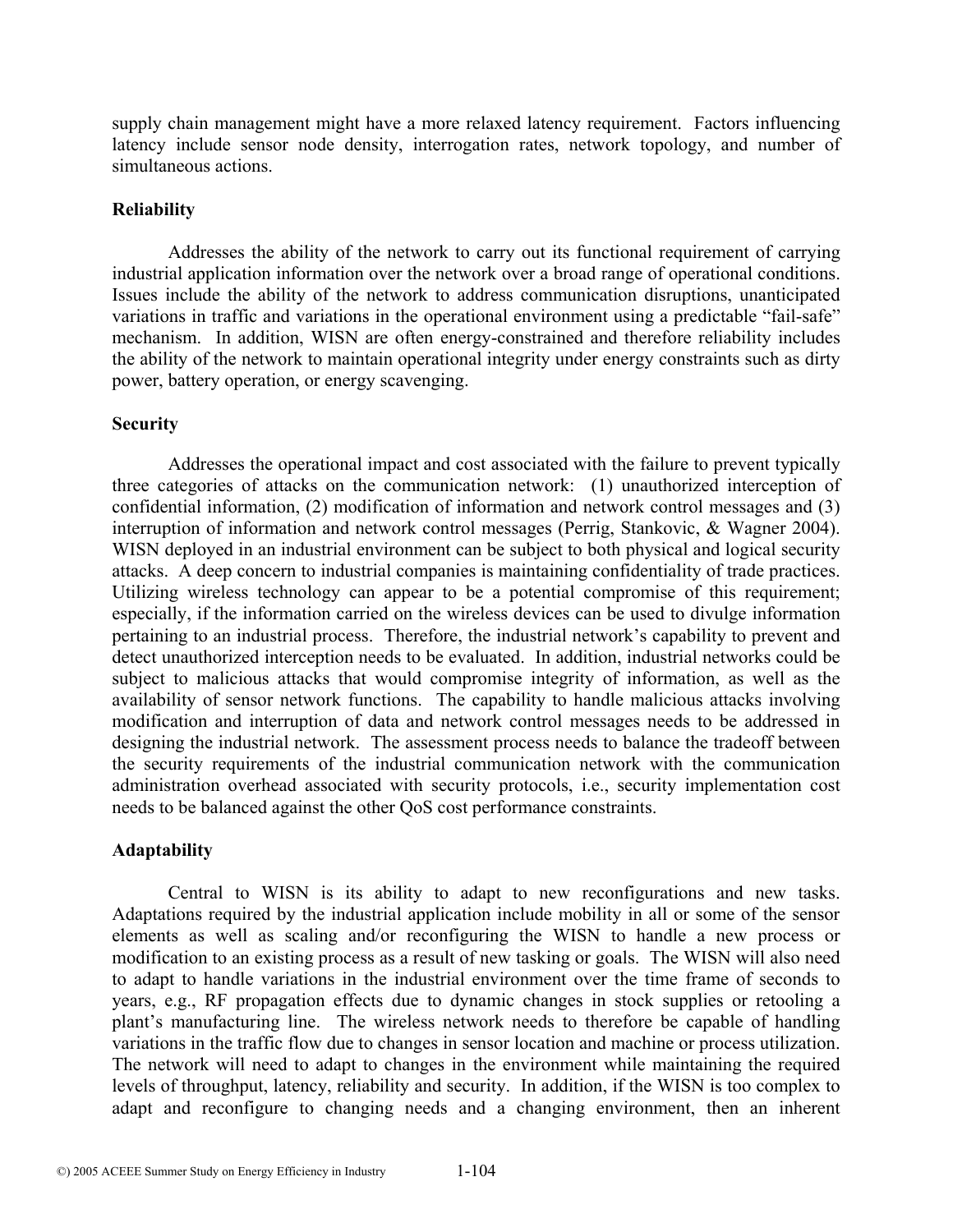supply chain management might have a more relaxed latency requirement. Factors influencing latency include sensor node density, interrogation rates, network topology, and number of simultaneous actions.

**Reliability**

Addresses the ability of the network to carry out its functional requirement of carrying industrial application information over the network over a broad range of operational conditions. Issues include the ability of the network to address communication disruptions, unanticipated variations in traffic and variations in the operational environment using a predictable "fail-safe" mechanism. In addition, WISN are often energy-constrained and therefore reliability includes the ability of the network to maintain operational integrity under energy constraints such as dirty power, battery operation, or energy scavenging.

**Security**

Addresses the operational impact and cost associated with the failure to prevent typically three categories of attacks on the communication network: (1) unauthorized interception of confidential information, (2) modification of information and network control messages and (3) interruption of information and network control messages (Perrig, Stankovic, & Wagner 2004). WISN deployed in an industrial environment can be subject to both physical and logical security attacks. A deep concern to industrial companies is maintaining confidentiality of trade practices. Utilizing wireless technology can appear to be a potential compromise of this requirement; especially, if the information carried on the wireless devices can be used to divulge information pertaining to an industrial process. Therefore, the industrial network's capability to prevent and detect unauthorized interception needs to be evaluated. In addition, industrial networks could be subject to malicious attacks that would compromise integrity of information, as well as the availability of sensor network functions. The capability to handle malicious attacks involving modification and interruption of data and network control messages needs to be addressed in designing the industrial network. The assessment process needs to balance the tradeoff between the security requirements of the industrial communication network with the communication administration overhead associated with security protocols, i.e., security implementation cost needs to be balanced against the other QoS cost performance constraints.

**Adaptability**

Central to WISN is its ability to adapt to new reconfigurations and new tasks. Adaptations required by the industrial application include mobility in all or some of the sensor elements as well as scaling and/or reconfiguring the WISN to handle a new process or modification to an existing process as a result of new tasking or goals. The WISN will also need to adapt to handle variations in the industrial environment over the time frame of seconds to years, e.g., RF propagation effects due to dynamic changes in stock supplies or retooling a plant's manufacturing line. The wireless network needs to therefore be capable of handling variations in the traffic flow due to changes in sensor location and machine or process utilization. The network will need to adapt to changes in the environment while maintaining the required levels of throughput, latency, reliability and security. In addition, if the WISN is too complex to adapt and reconfigure to changing needs and a changing environment, then an inherent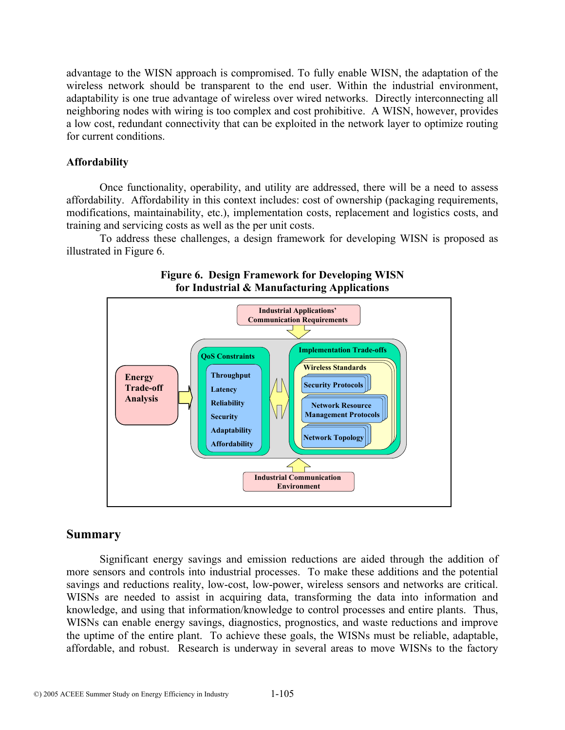advantage to the WISN approach is compromised. To fully enable WISN, the adaptation of the wireless network should be transparent to the end user. Within the industrial environment, adaptability is one true advantage of wireless over wired networks. Directly interconnecting all neighboring nodes with wiring is too complex and cost prohibitive. A WISN, however, provides a low cost, redundant connectivity that can be exploited in the network layer to optimize routing for current conditions.

**Affordability**

Once functionality, operability, and utility are addressed, there will be a need to assess affordability. Affordability in this context includes: cost of ownership (packaging requirements, modifications, maintainability, etc.), implementation costs, replacement and logistics costs, and training and servicing costs as well as the per unit costs.

To address these challenges, a design framework for developing WISN is proposed as illustrated in Figure 6.

**Figure 6. Design Framework for Developing WISN for Industrial & Manufacturing Applications**

Industrial Applications' Communication Requirements

Energy Trade-off Analysis

QoS Constraints
- Throughput
- Latency
- Reliability
- Security
- Adaptability
- Affordability

Implementation Trade-offs
- Wireless Standards
  - Security Protocols
  - Network Resource Management Protocols
  - Network Topology

Industrial Communication Environment

## Summary

Significant energy savings and emission reductions are aided through the addition of more sensors and controls into industrial processes. To make these additions and the potential savings and reductions reality, low-cost, low-power, wireless sensors and networks are critical. WISNs are needed to assist in acquiring data, transforming the data into information and knowledge, and using that information/knowledge to control processes and entire plants. Thus, WISNs can enable energy savings, diagnostics, prognostics, and waste reductions and improve the uptime of the entire plant. To achieve these goals, the WISNs must be reliable, adaptable, affordable, and robust. Research is underway in several areas to move WISNs to the factory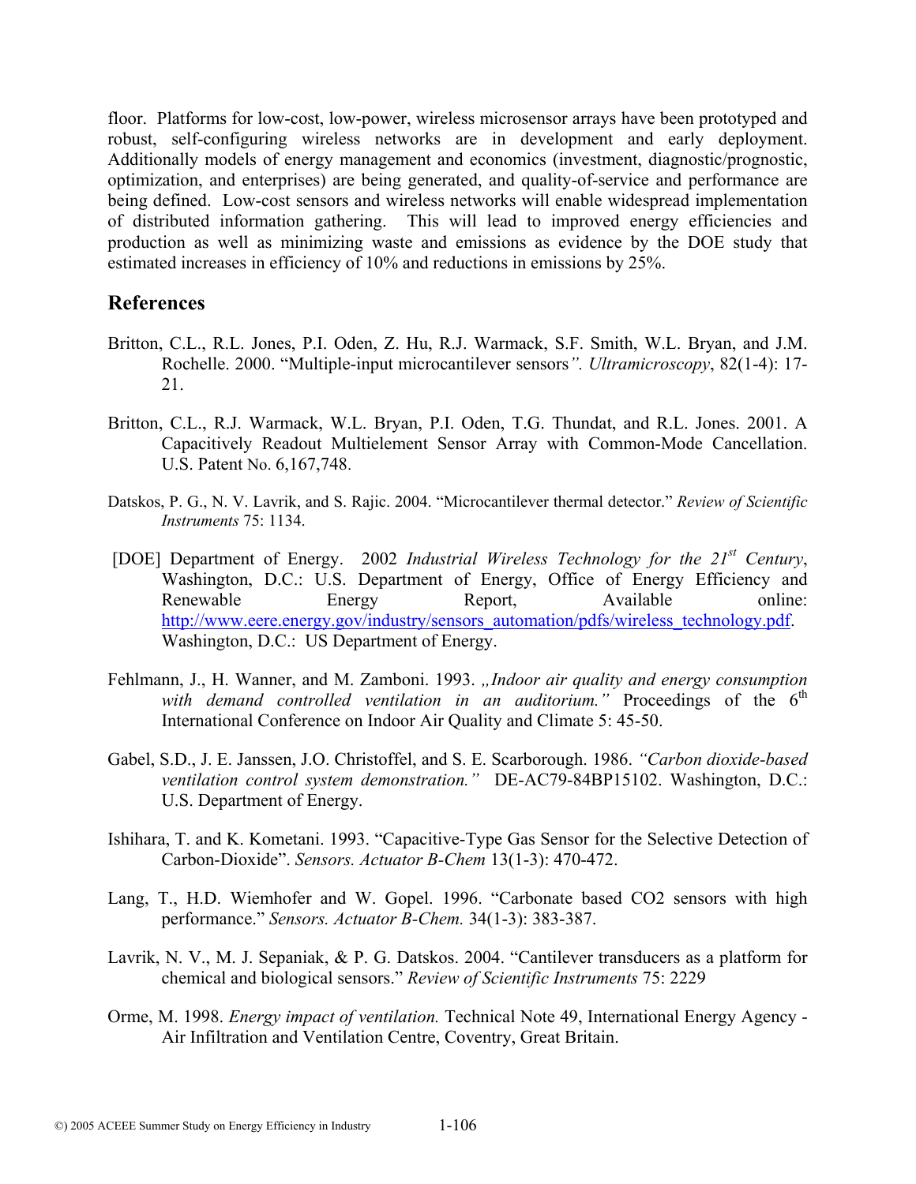floor. Platforms for low-cost, low-power, wireless microsensor arrays have been prototyped and robust, self-configuring wireless networks are in development and early deployment. Additionally models of energy management and economics (investment, diagnostic/prognostic, optimization, and enterprises) are being generated, and quality-of-service and performance are being defined. Low-cost sensors and wireless networks will enable widespread implementation of distributed information gathering. This will lead to improved energy efficiencies and production as well as minimizing waste and emissions as evidence by the DOE study that estimated increases in efficiency of 10% and reductions in emissions by 25%.

## References

Britton, C.L., R.L. Jones, P.I. Oden, Z. Hu, R.J. Warmack, S.F. Smith, W.L. Bryan, and J.M. Rochelle. 2000. "Multiple-input microcantilever sensors*". Ultramicroscopy*, 82(1-4): 17-21.

Britton, C.L., R.J. Warmack, W.L. Bryan, P.I. Oden, T.G. Thundat, and R.L. Jones. 2001. A Capacitively Readout Multielement Sensor Array with Common-Mode Cancellation. U.S. Patent No. 6,167,748.

Datskos, P. G., N. V. Lavrik, and S. Rajic. 2004. "Microcantilever thermal detector." *Review of Scientific Instruments* 75: 1134.

[DOE] Department of Energy. 2002 *Industrial Wireless Technology for the 21st Century*, Washington, D.C.: U.S. Department of Energy, Office of Energy Efficiency and Renewable Energy Report, Available online: http://www.eere.energy.gov/industry/sensors_automation/pdfs/wireless_technology.pdf. Washington, D.C.: US Department of Energy.

Fehlmann, J., H. Wanner, and M. Zamboni. 1993. *„Indoor air quality and energy consumption with demand controlled ventilation in an auditorium."* Proceedings of the 6th International Conference on Indoor Air Quality and Climate 5: 45-50.

Gabel, S.D., J. E. Janssen, J.O. Christoffel, and S. E. Scarborough. 1986. *"Carbon dioxide-based ventilation control system demonstration."* DE-AC79-84BP15102. Washington, D.C.: U.S. Department of Energy.

Ishihara, T. and K. Kometani. 1993. "Capacitive-Type Gas Sensor for the Selective Detection of Carbon-Dioxide". *Sensors. Actuator B-Chem* 13(1-3): 470-472.

Lang, T., H.D. Wiemhofer and W. Gopel. 1996. "Carbonate based CO2 sensors with high performance." *Sensors. Actuator B-Chem.* 34(1-3): 383-387.

Lavrik, N. V., M. J. Sepaniak, & P. G. Datskos. 2004. "Cantilever transducers as a platform for chemical and biological sensors." *Review of Scientific Instruments* 75: 2229

Orme, M. 1998. *Energy impact of ventilation.* Technical Note 49, International Energy Agency - Air Infiltration and Ventilation Centre, Coventry, Great Britain.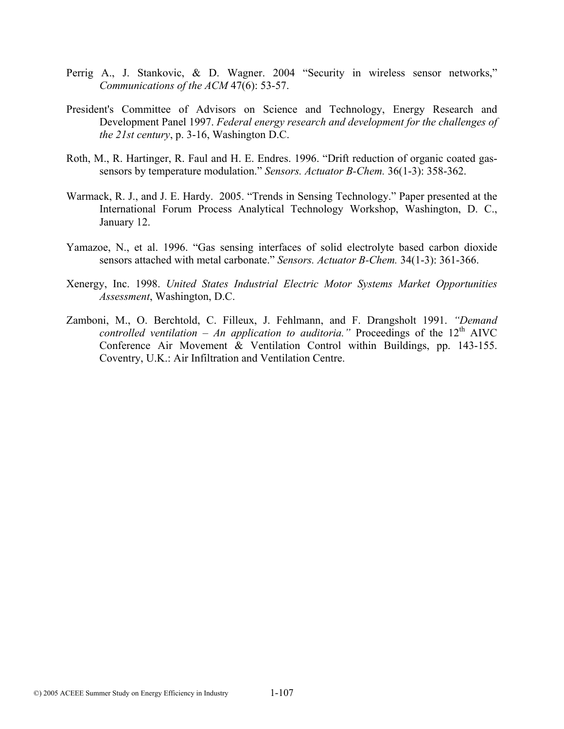Perrig A., J. Stankovic, & D. Wagner. 2004 "Security in wireless sensor networks," *Communications of the ACM* 47(6): 53-57.

President's Committee of Advisors on Science and Technology, Energy Research and Development Panel 1997. *Federal energy research and development for the challenges of the 21st century*, p. 3-16, Washington D.C.

Roth, M., R. Hartinger, R. Faul and H. E. Endres. 1996. "Drift reduction of organic coated gas-sensors by temperature modulation." *Sensors. Actuator B-Chem.* 36(1-3): 358-362.

Warmack, R. J., and J. E. Hardy. 2005. "Trends in Sensing Technology." Paper presented at the International Forum Process Analytical Technology Workshop, Washington, D. C., January 12.

Yamazoe, N., et al. 1996. "Gas sensing interfaces of solid electrolyte based carbon dioxide sensors attached with metal carbonate." *Sensors. Actuator B-Chem.* 34(1-3): 361-366.

Xenergy, Inc. 1998. *United States Industrial Electric Motor Systems Market Opportunities Assessment*, Washington, D.C.

Zamboni, M., O. Berchtold, C. Filleux, J. Fehlmann, and F. Drangsholt 1991. *"Demand controlled ventilation – An application to auditoria."* Proceedings of the 12th AIVC Conference Air Movement & Ventilation Control within Buildings, pp. 143-155. Coventry, U.K.: Air Infiltration and Ventilation Centre.